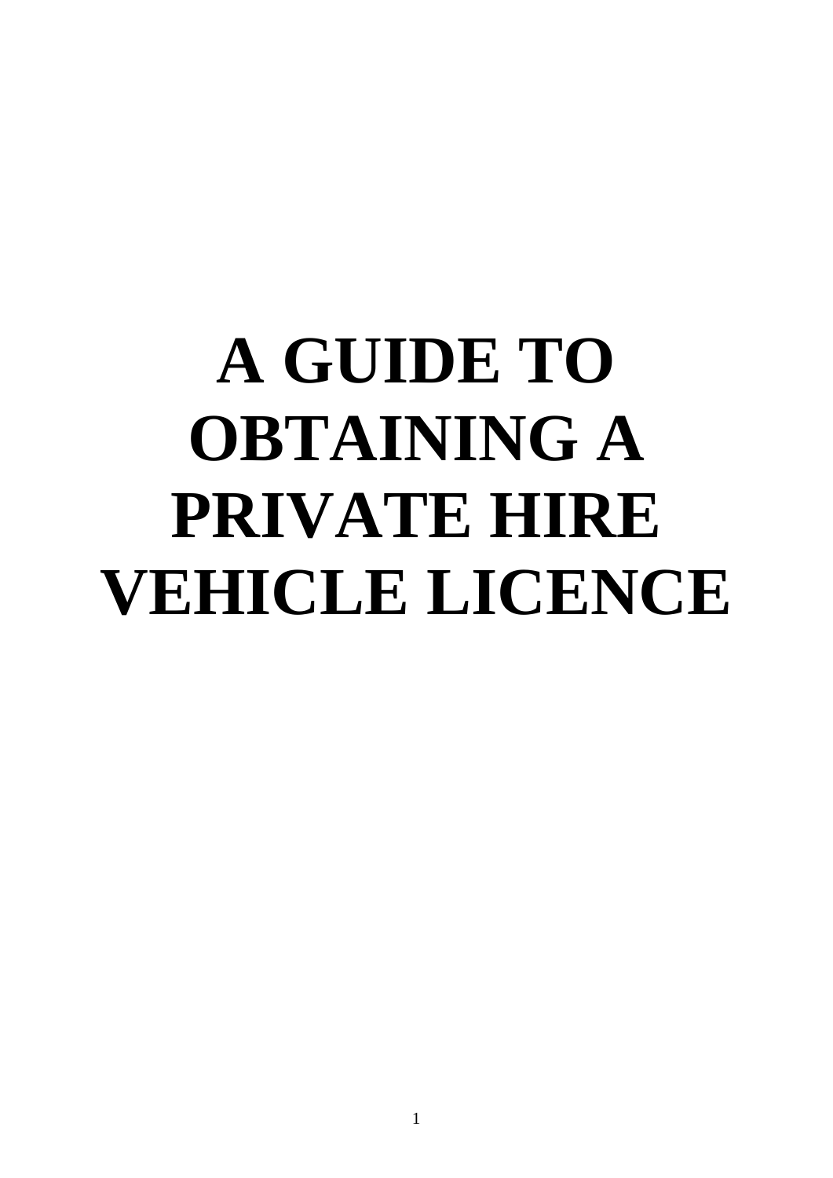# A GUIDE TO OBTAINING A PRIVATE HIRE VEHICLE LICENCE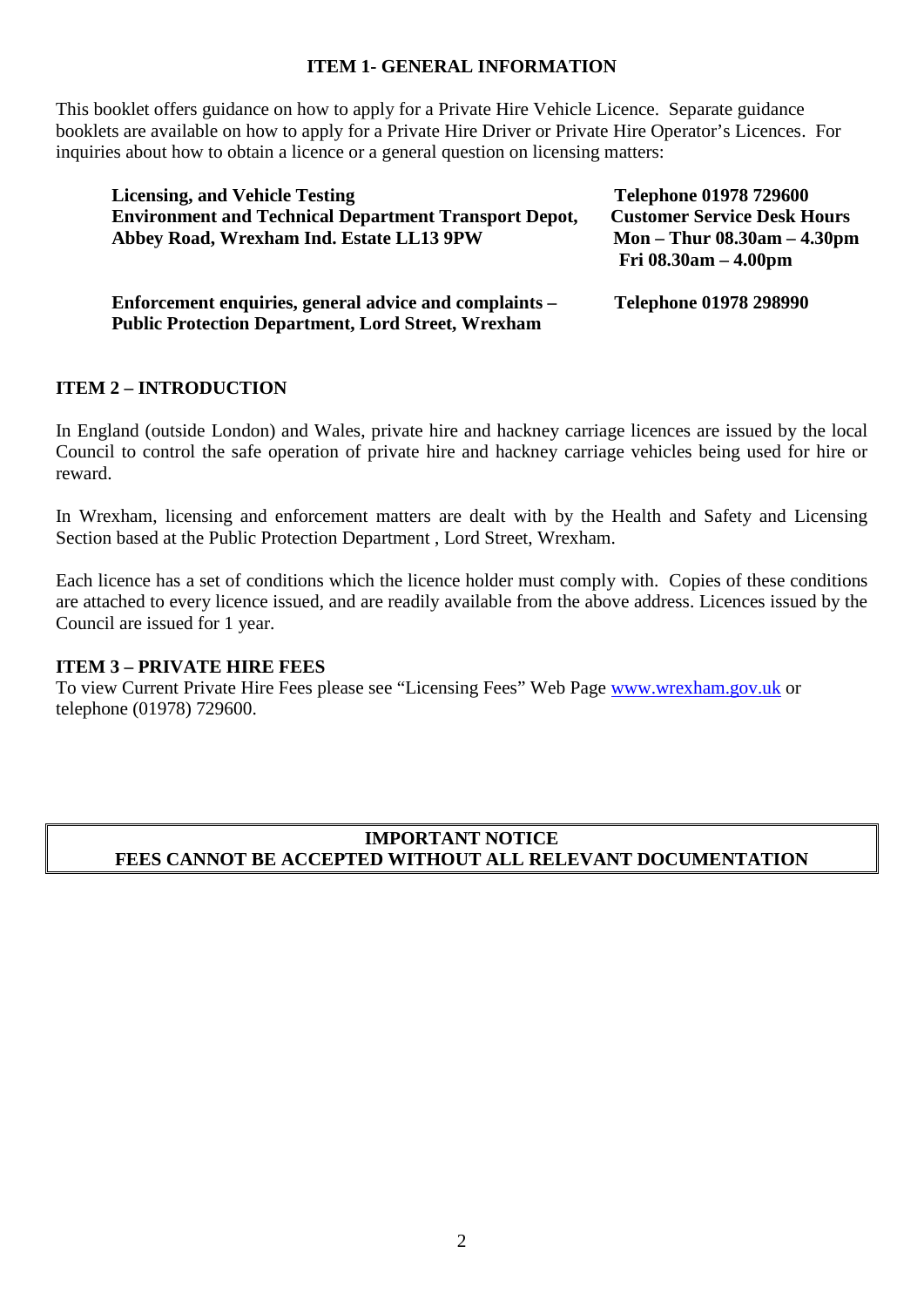## ITEM 1- GENERAL INFORMATION

This booklet offers guidance on how to apply for a Private Hire Vehicle Licence. Separate guidance booklets are available on how to apply for a Private Hire Driver or Private Hire Operator's Licences. For inquiries about how to obtain a licence or a general question on licensing matters:

**Licensing, and Vehicle Testing**
**Environment and Technical Department Transport Depot,**
**Abbey Road, Wrexham Ind. Estate LL13 9PW**

**Telephone 01978 729600**
**Customer Service Desk Hours**
**Mon – Thur 08.30am – 4.30pm**
**Fri 08.30am – 4.00pm**

**Enforcement enquiries, general advice and complaints – Public Protection Department, Lord Street, Wrexham**

**Telephone 01978 298990**

## ITEM 2 – INTRODUCTION

In England (outside London) and Wales, private hire and hackney carriage licences are issued by the local Council to control the safe operation of private hire and hackney carriage vehicles being used for hire or reward.

In Wrexham, licensing and enforcement matters are dealt with by the Health and Safety and Licensing Section based at the Public Protection Department , Lord Street, Wrexham.

Each licence has a set of conditions which the licence holder must comply with. Copies of these conditions are attached to every licence issued, and are readily available from the above address. Licences issued by the Council are issued for 1 year.

## ITEM 3 – PRIVATE HIRE FEES

To view Current Private Hire Fees please see "Licensing Fees" Web Page www.wrexham.gov.uk or telephone (01978) 729600.

**IMPORTANT NOTICE**
**FEES CANNOT BE ACCEPTED WITHOUT ALL RELEVANT DOCUMENTATION**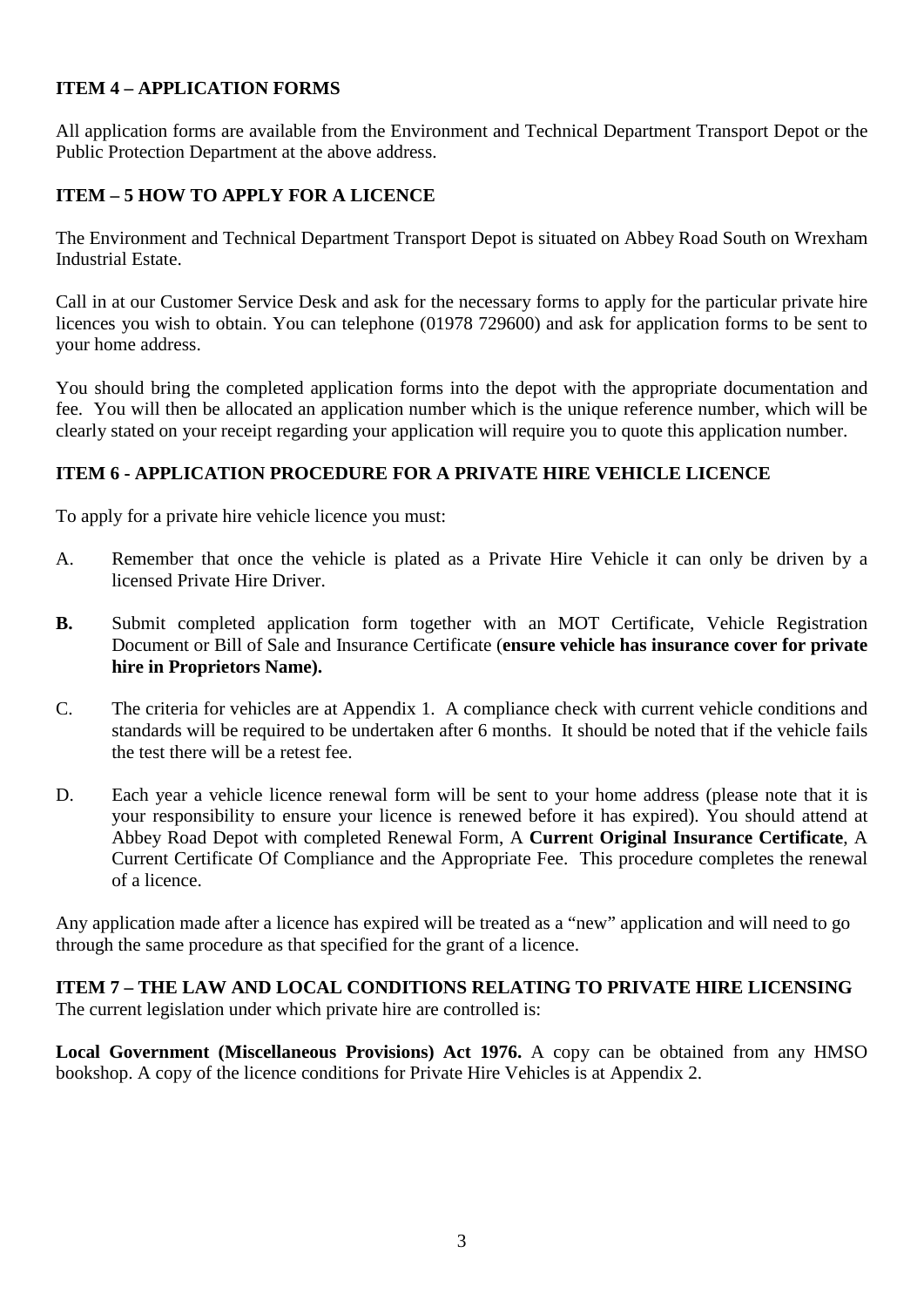**ITEM 4 – APPLICATION FORMS**

All application forms are available from the Environment and Technical Department Transport Depot or the Public Protection Department at the above address.

**ITEM – 5 HOW TO APPLY FOR A LICENCE**

The Environment and Technical Department Transport Depot is situated on Abbey Road South on Wrexham Industrial Estate.

Call in at our Customer Service Desk and ask for the necessary forms to apply for the particular private hire licences you wish to obtain. You can telephone (01978 729600) and ask for application forms to be sent to your home address.

You should bring the completed application forms into the depot with the appropriate documentation and fee. You will then be allocated an application number which is the unique reference number, which will be clearly stated on your receipt regarding your application will require you to quote this application number.

**ITEM 6 - APPLICATION PROCEDURE FOR A PRIVATE HIRE VEHICLE LICENCE**

To apply for a private hire vehicle licence you must:

A. Remember that once the vehicle is plated as a Private Hire Vehicle it can only be driven by a licensed Private Hire Driver.

**B.** Submit completed application form together with an MOT Certificate, Vehicle Registration Document or Bill of Sale and Insurance Certificate (**ensure vehicle has insurance cover for private hire in Proprietors Name).**

C. The criteria for vehicles are at Appendix 1. A compliance check with current vehicle conditions and standards will be required to be undertaken after 6 months. It should be noted that if the vehicle fails the test there will be a retest fee.

D. Each year a vehicle licence renewal form will be sent to your home address (please note that it is your responsibility to ensure your licence is renewed before it has expired). You should attend at Abbey Road Depot with completed Renewal Form, A **Curren**t **Original Insurance Certificate**, A Current Certificate Of Compliance and the Appropriate Fee. This procedure completes the renewal of a licence.

Any application made after a licence has expired will be treated as a "new" application and will need to go through the same procedure as that specified for the grant of a licence.

**ITEM 7 – THE LAW AND LOCAL CONDITIONS RELATING TO PRIVATE HIRE LICENSING**
The current legislation under which private hire are controlled is:

**Local Government (Miscellaneous Provisions) Act 1976.** A copy can be obtained from any HMSO bookshop. A copy of the licence conditions for Private Hire Vehicles is at Appendix 2.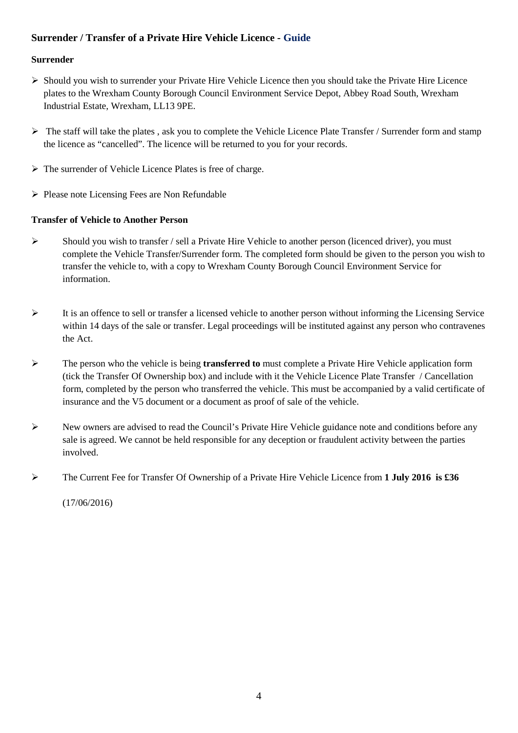## Surrender / Transfer of a Private Hire Vehicle Licence - Guide

### Surrender

- Should you wish to surrender your Private Hire Vehicle Licence then you should take the Private Hire Licence plates to the Wrexham County Borough Council Environment Service Depot, Abbey Road South, Wrexham Industrial Estate, Wrexham, LL13 9PE.
- The staff will take the plates , ask you to complete the Vehicle Licence Plate Transfer / Surrender form and stamp the licence as "cancelled". The licence will be returned to you for your records.
- The surrender of Vehicle Licence Plates is free of charge.
- Please note Licensing Fees are Non Refundable

### Transfer of Vehicle to Another Person

- Should you wish to transfer / sell a Private Hire Vehicle to another person (licenced driver), you must complete the Vehicle Transfer/Surrender form. The completed form should be given to the person you wish to transfer the vehicle to, with a copy to Wrexham County Borough Council Environment Service for information.
- It is an offence to sell or transfer a licensed vehicle to another person without informing the Licensing Service within 14 days of the sale or transfer. Legal proceedings will be instituted against any person who contravenes the Act.
- The person who the vehicle is being **transferred to** must complete a Private Hire Vehicle application form (tick the Transfer Of Ownership box) and include with it the Vehicle Licence Plate Transfer / Cancellation form, completed by the person who transferred the vehicle. This must be accompanied by a valid certificate of insurance and the V5 document or a document as proof of sale of the vehicle.
- New owners are advised to read the Council's Private Hire Vehicle guidance note and conditions before any sale is agreed. We cannot be held responsible for any deception or fraudulent activity between the parties involved.
- The Current Fee for Transfer Of Ownership of a Private Hire Vehicle Licence from **1 July 2016 is £36**

(17/06/2016)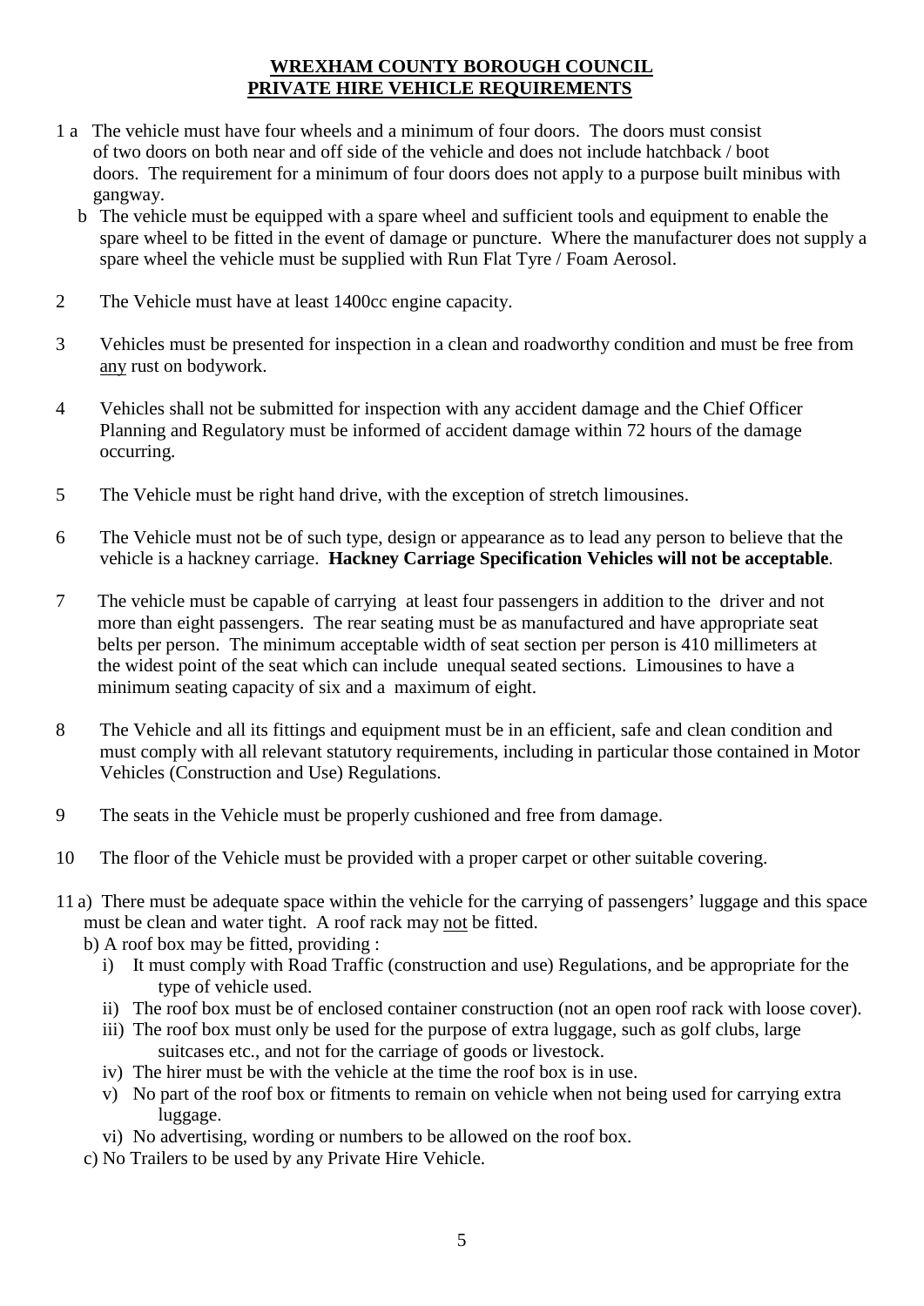**WREXHAM COUNTY BOROUGH COUNCIL**
**PRIVATE HIRE VEHICLE REQUIREMENTS**

1 a The vehicle must have four wheels and a minimum of four doors. The doors must consist of two doors on both near and off side of the vehicle and does not include hatchback / boot doors. The requirement for a minimum of four doors does not apply to a purpose built minibus with gangway.

   b The vehicle must be equipped with a spare wheel and sufficient tools and equipment to enable the spare wheel to be fitted in the event of damage or puncture. Where the manufacturer does not supply a spare wheel the vehicle must be supplied with Run Flat Tyre / Foam Aerosol.

2 The Vehicle must have at least 1400cc engine capacity.

3 Vehicles must be presented for inspection in a clean and roadworthy condition and must be free from any rust on bodywork.

4 Vehicles shall not be submitted for inspection with any accident damage and the Chief Officer Planning and Regulatory must be informed of accident damage within 72 hours of the damage occurring.

5 The Vehicle must be right hand drive, with the exception of stretch limousines.

6 The Vehicle must not be of such type, design or appearance as to lead any person to believe that the vehicle is a hackney carriage. **Hackney Carriage Specification Vehicles will not be acceptable**.

7 The vehicle must be capable of carrying at least four passengers in addition to the driver and not more than eight passengers. The rear seating must be as manufactured and have appropriate seat belts per person. The minimum acceptable width of seat section per person is 410 millimeters at the widest point of the seat which can include unequal seated sections. Limousines to have a minimum seating capacity of six and a maximum of eight.

8 The Vehicle and all its fittings and equipment must be in an efficient, safe and clean condition and must comply with all relevant statutory requirements, including in particular those contained in Motor Vehicles (Construction and Use) Regulations.

9 The seats in the Vehicle must be properly cushioned and free from damage.

10 The floor of the Vehicle must be provided with a proper carpet or other suitable covering.

11 a) There must be adequate space within the vehicle for the carrying of passengers' luggage and this space must be clean and water tight. A roof rack may not be fitted.

   b) A roof box may be fitted, providing :

   i) It must comply with Road Traffic (construction and use) Regulations, and be appropriate for the type of vehicle used.
   ii) The roof box must be of enclosed container construction (not an open roof rack with loose cover).
   iii) The roof box must only be used for the purpose of extra luggage, such as golf clubs, large suitcases etc., and not for the carriage of goods or livestock.
   iv) The hirer must be with the vehicle at the time the roof box is in use.
   v) No part of the roof box or fitments to remain on vehicle when not being used for carrying extra luggage.
   vi) No advertising, wording or numbers to be allowed on the roof box.

   c) No Trailers to be used by any Private Hire Vehicle.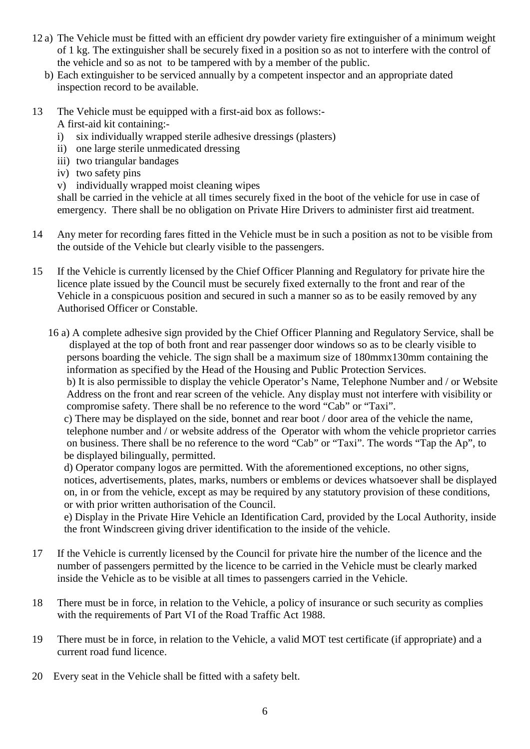12 a) The Vehicle must be fitted with an efficient dry powder variety fire extinguisher of a minimum weight of 1 kg. The extinguisher shall be securely fixed in a position so as not to interfere with the control of the vehicle and so as not to be tampered with by a member of the public.

b) Each extinguisher to be serviced annually by a competent inspector and an appropriate dated inspection record to be available.

13 The Vehicle must be equipped with a first-aid box as follows:-

A first-aid kit containing:-

i) six individually wrapped sterile adhesive dressings (plasters)
ii) one large sterile unmedicated dressing
iii) two triangular bandages
iv) two safety pins
v) individually wrapped moist cleaning wipes

shall be carried in the vehicle at all times securely fixed in the boot of the vehicle for use in case of emergency. There shall be no obligation on Private Hire Drivers to administer first aid treatment.

14 Any meter for recording fares fitted in the Vehicle must be in such a position as not to be visible from the outside of the Vehicle but clearly visible to the passengers.

15 If the Vehicle is currently licensed by the Chief Officer Planning and Regulatory for private hire the licence plate issued by the Council must be securely fixed externally to the front and rear of the Vehicle in a conspicuous position and secured in such a manner so as to be easily removed by any Authorised Officer or Constable.

16 a) A complete adhesive sign provided by the Chief Officer Planning and Regulatory Service, shall be displayed at the top of both front and rear passenger door windows so as to be clearly visible to persons boarding the vehicle. The sign shall be a maximum size of 180mmx130mm containing the information as specified by the Head of the Housing and Public Protection Services.

b) It is also permissible to display the vehicle Operator's Name, Telephone Number and / or Website Address on the front and rear screen of the vehicle. Any display must not interfere with visibility or compromise safety. There shall be no reference to the word "Cab" or "Taxi".

c) There may be displayed on the side, bonnet and rear boot / door area of the vehicle the name, telephone number and / or website address of the Operator with whom the vehicle proprietor carries on business. There shall be no reference to the word "Cab" or "Taxi". The words "Tap the Ap", to be displayed bilingually, permitted.

d) Operator company logos are permitted. With the aforementioned exceptions, no other signs, notices, advertisements, plates, marks, numbers or emblems or devices whatsoever shall be displayed on, in or from the vehicle, except as may be required by any statutory provision of these conditions, or with prior written authorisation of the Council.

e) Display in the Private Hire Vehicle an Identification Card, provided by the Local Authority, inside the front Windscreen giving driver identification to the inside of the vehicle.

17 If the Vehicle is currently licensed by the Council for private hire the number of the licence and the number of passengers permitted by the licence to be carried in the Vehicle must be clearly marked inside the Vehicle as to be visible at all times to passengers carried in the Vehicle.

18 There must be in force, in relation to the Vehicle, a policy of insurance or such security as complies with the requirements of Part VI of the Road Traffic Act 1988.

19 There must be in force, in relation to the Vehicle, a valid MOT test certificate (if appropriate) and a current road fund licence.

20 Every seat in the Vehicle shall be fitted with a safety belt.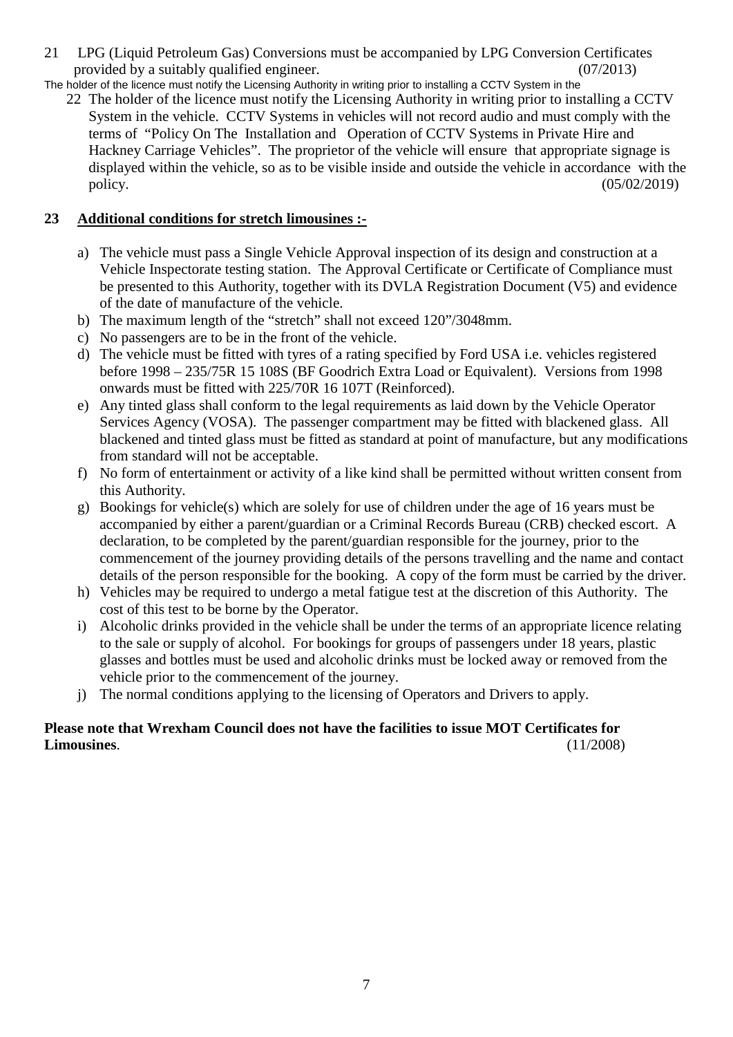21 LPG (Liquid Petroleum Gas) Conversions must be accompanied by LPG Conversion Certificates provided by a suitably qualified engineer. (07/2013)

The holder of the licence must notify the Licensing Authority in writing prior to installing a CCTV System in the

22 The holder of the licence must notify the Licensing Authority in writing prior to installing a CCTV System in the vehicle. CCTV Systems in vehicles will not record audio and must comply with the terms of "Policy On The Installation and Operation of CCTV Systems in Private Hire and Hackney Carriage Vehicles". The proprietor of the vehicle will ensure that appropriate signage is displayed within the vehicle, so as to be visible inside and outside the vehicle in accordance with the policy. (05/02/2019)

**23 <u>Additional conditions for stretch limousines :-</u>**

a) The vehicle must pass a Single Vehicle Approval inspection of its design and construction at a Vehicle Inspectorate testing station. The Approval Certificate or Certificate of Compliance must be presented to this Authority, together with its DVLA Registration Document (V5) and evidence of the date of manufacture of the vehicle.

b) The maximum length of the "stretch" shall not exceed 120"/3048mm.

c) No passengers are to be in the front of the vehicle.

d) The vehicle must be fitted with tyres of a rating specified by Ford USA i.e. vehicles registered before 1998 – 235/75R 15 108S (BF Goodrich Extra Load or Equivalent). Versions from 1998 onwards must be fitted with 225/70R 16 107T (Reinforced).

e) Any tinted glass shall conform to the legal requirements as laid down by the Vehicle Operator Services Agency (VOSA). The passenger compartment may be fitted with blackened glass. All blackened and tinted glass must be fitted as standard at point of manufacture, but any modifications from standard will not be acceptable.

f) No form of entertainment or activity of a like kind shall be permitted without written consent from this Authority.

g) Bookings for vehicle(s) which are solely for use of children under the age of 16 years must be accompanied by either a parent/guardian or a Criminal Records Bureau (CRB) checked escort. A declaration, to be completed by the parent/guardian responsible for the journey, prior to the commencement of the journey providing details of the persons travelling and the name and contact details of the person responsible for the booking. A copy of the form must be carried by the driver.

h) Vehicles may be required to undergo a metal fatigue test at the discretion of this Authority. The cost of this test to be borne by the Operator.

i) Alcoholic drinks provided in the vehicle shall be under the terms of an appropriate licence relating to the sale or supply of alcohol. For bookings for groups of passengers under 18 years, plastic glasses and bottles must be used and alcoholic drinks must be locked away or removed from the vehicle prior to the commencement of the journey.

j) The normal conditions applying to the licensing of Operators and Drivers to apply.

**Please note that Wrexham Council does not have the facilities to issue MOT Certificates for Limousines**. (11/2008)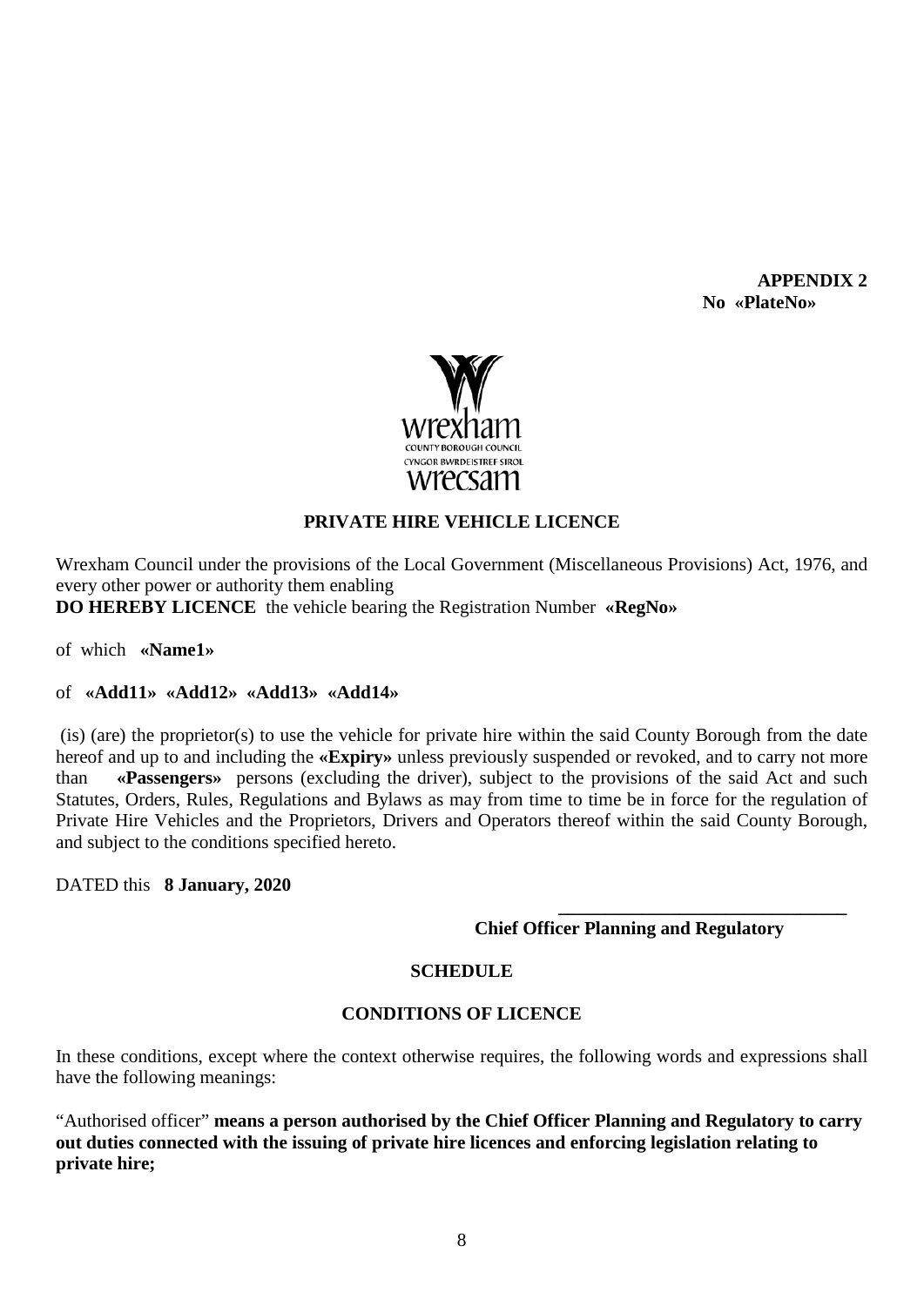**APPENDIX 2**
**No «PlateNo»**

## PRIVATE HIRE VEHICLE LICENCE

Wrexham Council under the provisions of the Local Government (Miscellaneous Provisions) Act, 1976, and every other power or authority them enabling
**DO HEREBY LICENCE** the vehicle bearing the Registration Number **«RegNo»**

of which **«Name1»**

of **«Add11» «Add12» «Add13» «Add14»**

(is) (are) the proprietor(s) to use the vehicle for private hire within the said County Borough from the date hereof and up to and including the **«Expiry»** unless previously suspended or revoked, and to carry not more than **«Passengers»** persons (excluding the driver), subject to the provisions of the said Act and such Statutes, Orders, Rules, Regulations and Bylaws as may from time to time be in force for the regulation of Private Hire Vehicles and the Proprietors, Drivers and Operators thereof within the said County Borough, and subject to the conditions specified hereto.

DATED this **8 January, 2020**

\_\_\_\_\_\_\_\_\_\_\_\_\_\_\_\_\_\_\_\_\_\_\_\_\_\_\_\_\_\_
**Chief Officer Planning and Regulatory**

### SCHEDULE

### CONDITIONS OF LICENCE

In these conditions, except where the context otherwise requires, the following words and expressions shall have the following meanings:

"Authorised officer" **means a person authorised by the Chief Officer Planning and Regulatory to carry out duties connected with the issuing of private hire licences and enforcing legislation relating to private hire;**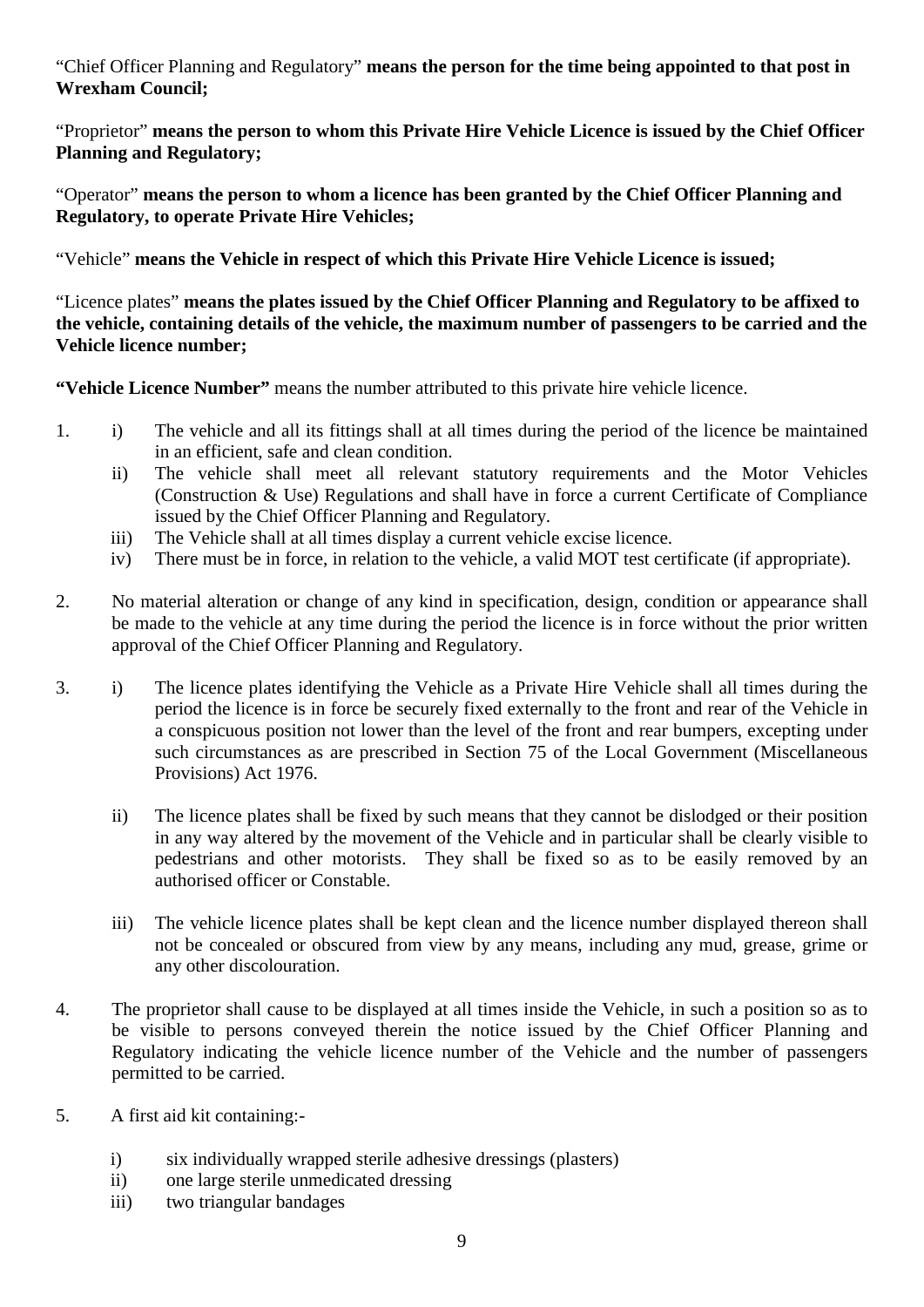"Chief Officer Planning and Regulatory" **means the person for the time being appointed to that post in Wrexham Council;**

"Proprietor" **means the person to whom this Private Hire Vehicle Licence is issued by the Chief Officer Planning and Regulatory;**

"Operator" **means the person to whom a licence has been granted by the Chief Officer Planning and Regulatory, to operate Private Hire Vehicles;**

"Vehicle" **means the Vehicle in respect of which this Private Hire Vehicle Licence is issued;**

"Licence plates" **means the plates issued by the Chief Officer Planning and Regulatory to be affixed to the vehicle, containing details of the vehicle, the maximum number of passengers to be carried and the Vehicle licence number;**

**"Vehicle Licence Number"** means the number attributed to this private hire vehicle licence.

1.
   i) The vehicle and all its fittings shall at all times during the period of the licence be maintained in an efficient, safe and clean condition.
   ii) The vehicle shall meet all relevant statutory requirements and the Motor Vehicles (Construction & Use) Regulations and shall have in force a current Certificate of Compliance issued by the Chief Officer Planning and Regulatory.
   iii) The Vehicle shall at all times display a current vehicle excise licence.
   iv) There must be in force, in relation to the vehicle, a valid MOT test certificate (if appropriate).

2. No material alteration or change of any kind in specification, design, condition or appearance shall be made to the vehicle at any time during the period the licence is in force without the prior written approval of the Chief Officer Planning and Regulatory.

3.
   i) The licence plates identifying the Vehicle as a Private Hire Vehicle shall all times during the period the licence is in force be securely fixed externally to the front and rear of the Vehicle in a conspicuous position not lower than the level of the front and rear bumpers, excepting under such circumstances as are prescribed in Section 75 of the Local Government (Miscellaneous Provisions) Act 1976.

   ii) The licence plates shall be fixed by such means that they cannot be dislodged or their position in any way altered by the movement of the Vehicle and in particular shall be clearly visible to pedestrians and other motorists. They shall be fixed so as to be easily removed by an authorised officer or Constable.

   iii) The vehicle licence plates shall be kept clean and the licence number displayed thereon shall not be concealed or obscured from view by any means, including any mud, grease, grime or any other discolouration.

4. The proprietor shall cause to be displayed at all times inside the Vehicle, in such a position so as to be visible to persons conveyed therein the notice issued by the Chief Officer Planning and Regulatory indicating the vehicle licence number of the Vehicle and the number of passengers permitted to be carried.

5. A first aid kit containing:-

   i) six individually wrapped sterile adhesive dressings (plasters)
   ii) one large sterile unmedicated dressing
   iii) two triangular bandages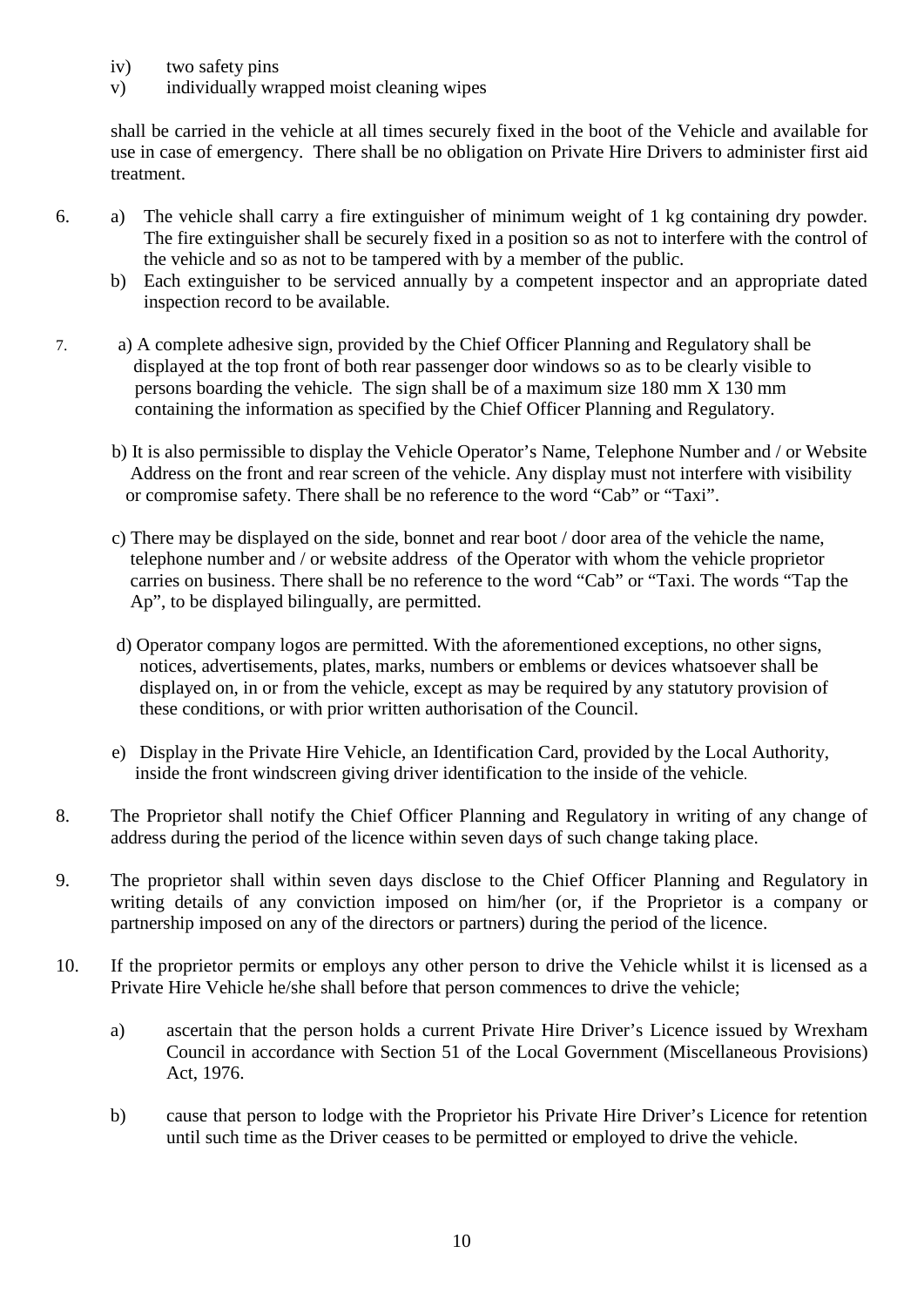iv) two safety pins
v) individually wrapped moist cleaning wipes

shall be carried in the vehicle at all times securely fixed in the boot of the Vehicle and available for use in case of emergency. There shall be no obligation on Private Hire Drivers to administer first aid treatment.

6. a) The vehicle shall carry a fire extinguisher of minimum weight of 1 kg containing dry powder. The fire extinguisher shall be securely fixed in a position so as not to interfere with the control of the vehicle and so as not to be tampered with by a member of the public.

   b) Each extinguisher to be serviced annually by a competent inspector and an appropriate dated inspection record to be available.

7. a) A complete adhesive sign, provided by the Chief Officer Planning and Regulatory shall be displayed at the top front of both rear passenger door windows so as to be clearly visible to persons boarding the vehicle. The sign shall be of a maximum size 180 mm X 130 mm containing the information as specified by the Chief Officer Planning and Regulatory.

   b) It is also permissible to display the Vehicle Operator's Name, Telephone Number and / or Website Address on the front and rear screen of the vehicle. Any display must not interfere with visibility or compromise safety. There shall be no reference to the word "Cab" or "Taxi".

   c) There may be displayed on the side, bonnet and rear boot / door area of the vehicle the name, telephone number and / or website address of the Operator with whom the vehicle proprietor carries on business. There shall be no reference to the word "Cab" or "Taxi. The words "Tap the Ap", to be displayed bilingually, are permitted.

   d) Operator company logos are permitted. With the aforementioned exceptions, no other signs, notices, advertisements, plates, marks, numbers or emblems or devices whatsoever shall be displayed on, in or from the vehicle, except as may be required by any statutory provision of these conditions, or with prior written authorisation of the Council.

   e) Display in the Private Hire Vehicle, an Identification Card, provided by the Local Authority, inside the front windscreen giving driver identification to the inside of the vehicle.

8. The Proprietor shall notify the Chief Officer Planning and Regulatory in writing of any change of address during the period of the licence within seven days of such change taking place.

9. The proprietor shall within seven days disclose to the Chief Officer Planning and Regulatory in writing details of any conviction imposed on him/her (or, if the Proprietor is a company or partnership imposed on any of the directors or partners) during the period of the licence.

10. If the proprietor permits or employs any other person to drive the Vehicle whilst it is licensed as a Private Hire Vehicle he/she shall before that person commences to drive the vehicle;

    a) ascertain that the person holds a current Private Hire Driver's Licence issued by Wrexham Council in accordance with Section 51 of the Local Government (Miscellaneous Provisions) Act, 1976.

    b) cause that person to lodge with the Proprietor his Private Hire Driver's Licence for retention until such time as the Driver ceases to be permitted or employed to drive the vehicle.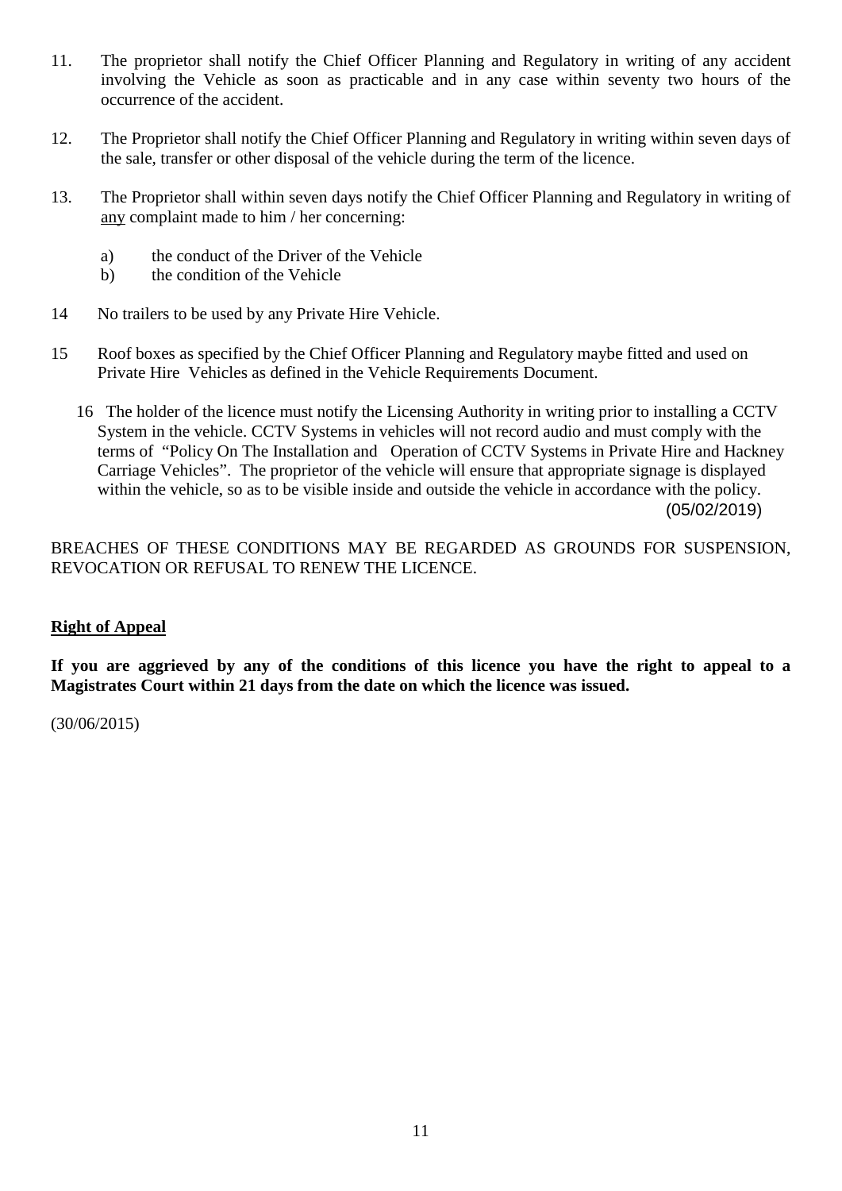11. The proprietor shall notify the Chief Officer Planning and Regulatory in writing of any accident involving the Vehicle as soon as practicable and in any case within seventy two hours of the occurrence of the accident.

12. The Proprietor shall notify the Chief Officer Planning and Regulatory in writing within seven days of the sale, transfer or other disposal of the vehicle during the term of the licence.

13. The Proprietor shall within seven days notify the Chief Officer Planning and Regulatory in writing of <u>any</u> complaint made to him / her concerning:

    a) the conduct of the Driver of the Vehicle
    b) the condition of the Vehicle

14 No trailers to be used by any Private Hire Vehicle.

15 Roof boxes as specified by the Chief Officer Planning and Regulatory maybe fitted and used on Private Hire Vehicles as defined in the Vehicle Requirements Document.

16 The holder of the licence must notify the Licensing Authority in writing prior to installing a CCTV System in the vehicle. CCTV Systems in vehicles will not record audio and must comply with the terms of "Policy On The Installation and Operation of CCTV Systems in Private Hire and Hackney Carriage Vehicles". The proprietor of the vehicle will ensure that appropriate signage is displayed within the vehicle, so as to be visible inside and outside the vehicle in accordance with the policy. (05/02/2019)

BREACHES OF THESE CONDITIONS MAY BE REGARDED AS GROUNDS FOR SUSPENSION, REVOCATION OR REFUSAL TO RENEW THE LICENCE.

**<u>Right of Appeal</u>**

**If you are aggrieved by any of the conditions of this licence you have the right to appeal to a Magistrates Court within 21 days from the date on which the licence was issued.**

(30/06/2015)